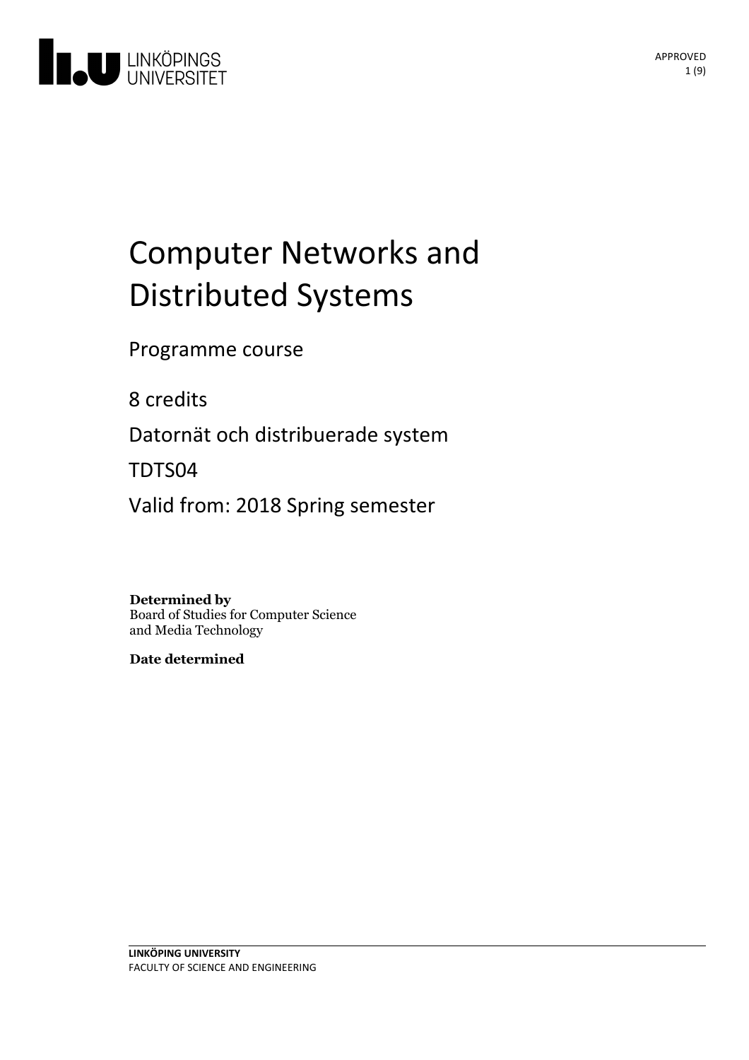LINKÖPINGS UNIVERSITET

APPROVED

# Computer Networks and Distributed Systems

Programme course

8 credits

Datornät och distribuerade system

TDTS04

Valid from: 2018 Spring semester

**Determined by**
Board of Studies for Computer Science and Media Technology

**Date determined**

**LINKÖPING UNIVERSITY**
FACULTY OF SCIENCE AND ENGINEERING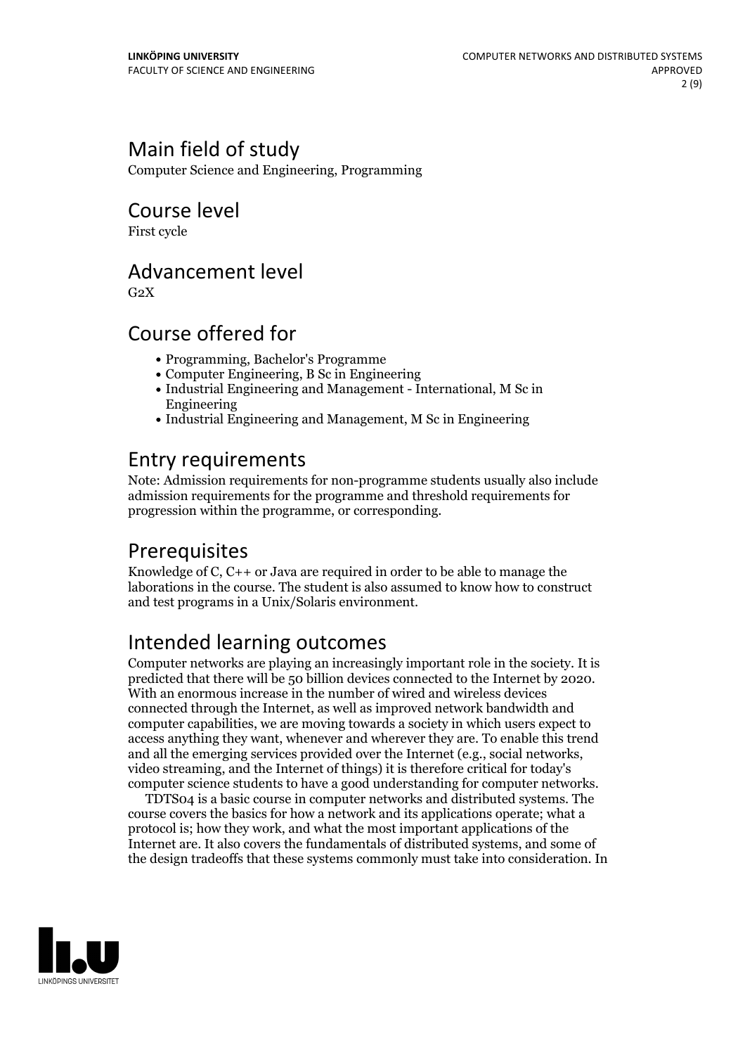## Main field of study

Computer Science and Engineering, Programming

## Course level

First cycle

## Advancement level

G2X

## Course offered for

- Programming, Bachelor's Programme
- Computer Engineering, B Sc in Engineering
- Industrial Engineering and Management - International, M Sc in Engineering
- Industrial Engineering and Management, M Sc in Engineering

## Entry requirements

Note: Admission requirements for non-programme students usually also include admission requirements for the programme and threshold requirements for progression within the programme, or corresponding.

## Prerequisites

Knowledge of C, C++ or Java are required in order to be able to manage the laborations in the course. The student is also assumed to know how to construct and test programs in a Unix/Solaris environment.

## Intended learning outcomes

Computer networks are playing an increasingly important role in the society. It is predicted that there will be 50 billion devices connected to the Internet by 2020. With an enormous increase in the number of wired and wireless devices connected through the Internet, as well as improved network bandwidth and computer capabilities, we are moving towards a society in which users expect to access anything they want, whenever and wherever they are. To enable this trend and all the emerging services provided over the Internet (e.g., social networks, video streaming, and the Internet of things) it is therefore critical for today's computer science students to have a good understanding for computer networks.

TDTS04 is a basic course in computer networks and distributed systems. The course covers the basics for how a network and its applications operate; what a protocol is; how they work, and what the most important applications of the Internet are. It also covers the fundamentals of distributed systems, and some of the design tradeoffs that these systems commonly must take into consideration. In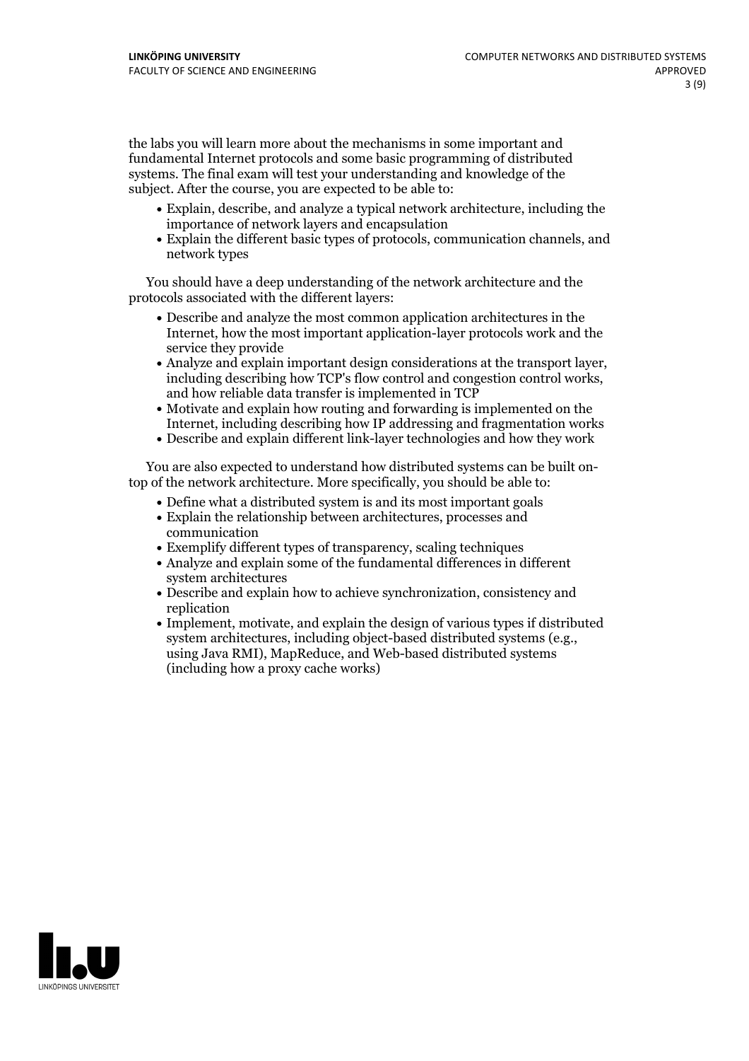the labs you will learn more about the mechanisms in some important and fundamental Internet protocols and some basic programming of distributed systems. The final exam will test your understanding and knowledge of the subject. After the course, you are expected to be able to:

- Explain, describe, and analyze a typical network architecture, including the importance of network layers and encapsulation
- Explain the different basic types of protocols, communication channels, and network types

You should have a deep understanding of the network architecture and the protocols associated with the different layers:

- Describe and analyze the most common application architectures in the Internet, how the most important application-layer protocols work and the service they provide
- Analyze and explain important design considerations at the transport layer, including describing how TCP's flow control and congestion control works, and how reliable data transfer is implemented in TCP
- Motivate and explain how routing and forwarding is implemented on the Internet, including describing how IP addressing and fragmentation works
- Describe and explain different link-layer technologies and how they work

You are also expected to understand how distributed systems can be built on-top of the network architecture. More specifically, you should be able to:

- Define what a distributed system is and its most important goals
- Explain the relationship between architectures, processes and communication
- Exemplify different types of transparency, scaling techniques
- Analyze and explain some of the fundamental differences in different system architectures
- Describe and explain how to achieve synchronization, consistency and replication
- Implement, motivate, and explain the design of various types if distributed system architectures, including object-based distributed systems (e.g., using Java RMI), MapReduce, and Web-based distributed systems (including how a proxy cache works)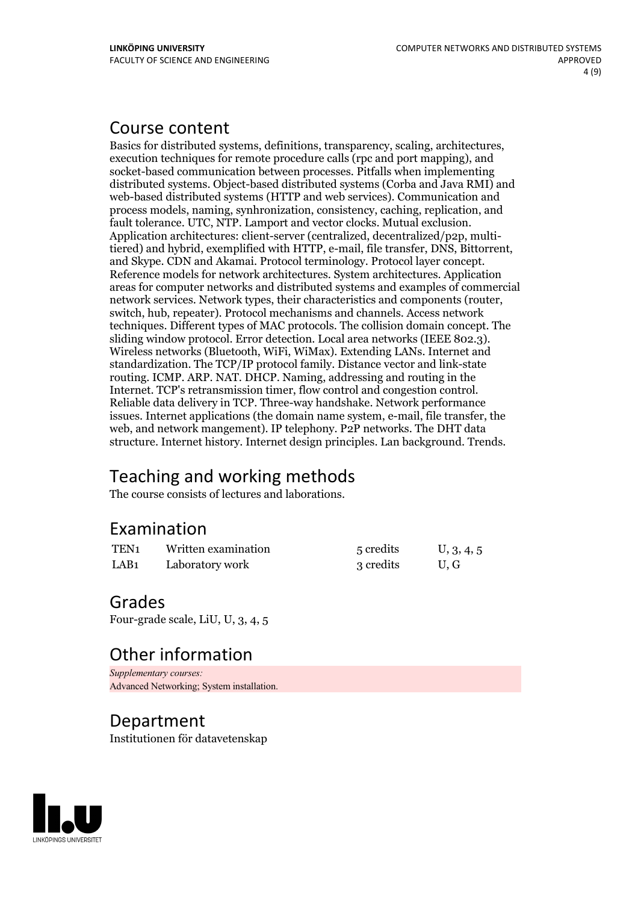## Course content

Basics for distributed systems, definitions, transparency, scaling, architectures, execution techniques for remote procedure calls (rpc and port mapping), and socket-based communication between processes. Pitfalls when implementing distributed systems. Object-based distributed systems (Corba and Java RMI) and web-based distributed systems (HTTP and web services). Communication and process models, naming, synhronization, consistency, caching, replication, and fault tolerance. UTC, NTP. Lamport and vector clocks. Mutual exclusion. Application architectures: client-server (centralized, decentralized/p2p, multi-tiered) and hybrid, exemplified with HTTP, e-mail, file transfer, DNS, Bittorrent, and Skype. CDN and Akamai. Protocol terminology. Protocol layer concept. Reference models for network architectures. System architectures. Application areas for computer networks and distributed systems and examples of commercial network services. Network types, their characteristics and components (router, switch, hub, repeater). Protocol mechanisms and channels. Access network techniques. Different types of MAC protocols. The collision domain concept. The sliding window protocol. Error detection. Local area networks (IEEE 802.3). Wireless networks (Bluetooth, WiFi, WiMax). Extending LANs. Internet and standardization. The TCP/IP protocol family. Distance vector and link-state routing. ICMP. ARP. NAT. DHCP. Naming, addressing and routing in the Internet. TCP's retransmission timer, flow control and congestion control. Reliable data delivery in TCP. Three-way handshake. Network performance issues. Internet applications (the domain name system, e-mail, file transfer, the web, and network mangement). IP telephony. P2P networks. The DHT data structure. Internet history. Internet design principles. Lan background. Trends.

## Teaching and working methods

The course consists of lectures and laborations.

## Examination

| | | | |
|---|---|---|---|
| TEN1 | Written examination | 5 credits | U, 3, 4, 5 |
| LAB1 | Laboratory work | 3 credits | U, G |

## Grades

Four-grade scale, LiU, U, 3, 4, 5

## Other information

*Supplementary courses:*
Advanced Networking; System installation.

## Department

Institutionen för datavetenskap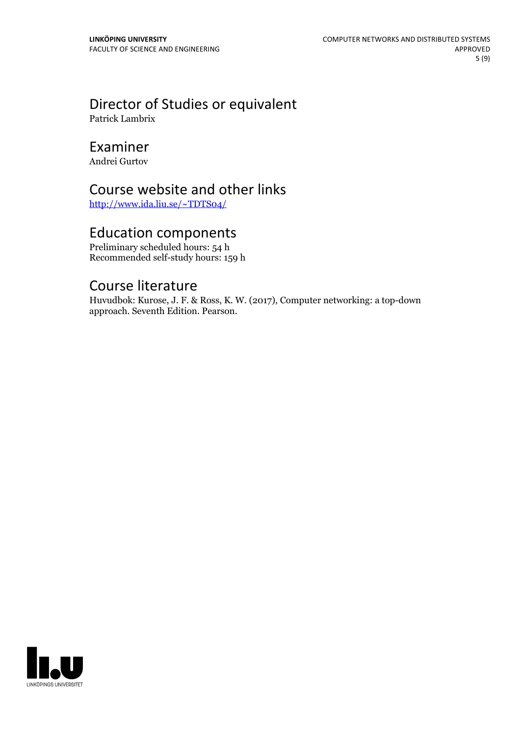## Director of Studies or equivalent

Patrick Lambrix

## Examiner

Andrei Gurtov

## Course website and other links

http://www.ida.liu.se/~TDTS04/

## Education components

Preliminary scheduled hours: 54 h
Recommended self-study hours: 159 h

## Course literature

Huvudbok: Kurose, J. F. & Ross, K. W. (2017), Computer networking: a top-down approach. Seventh Edition. Pearson.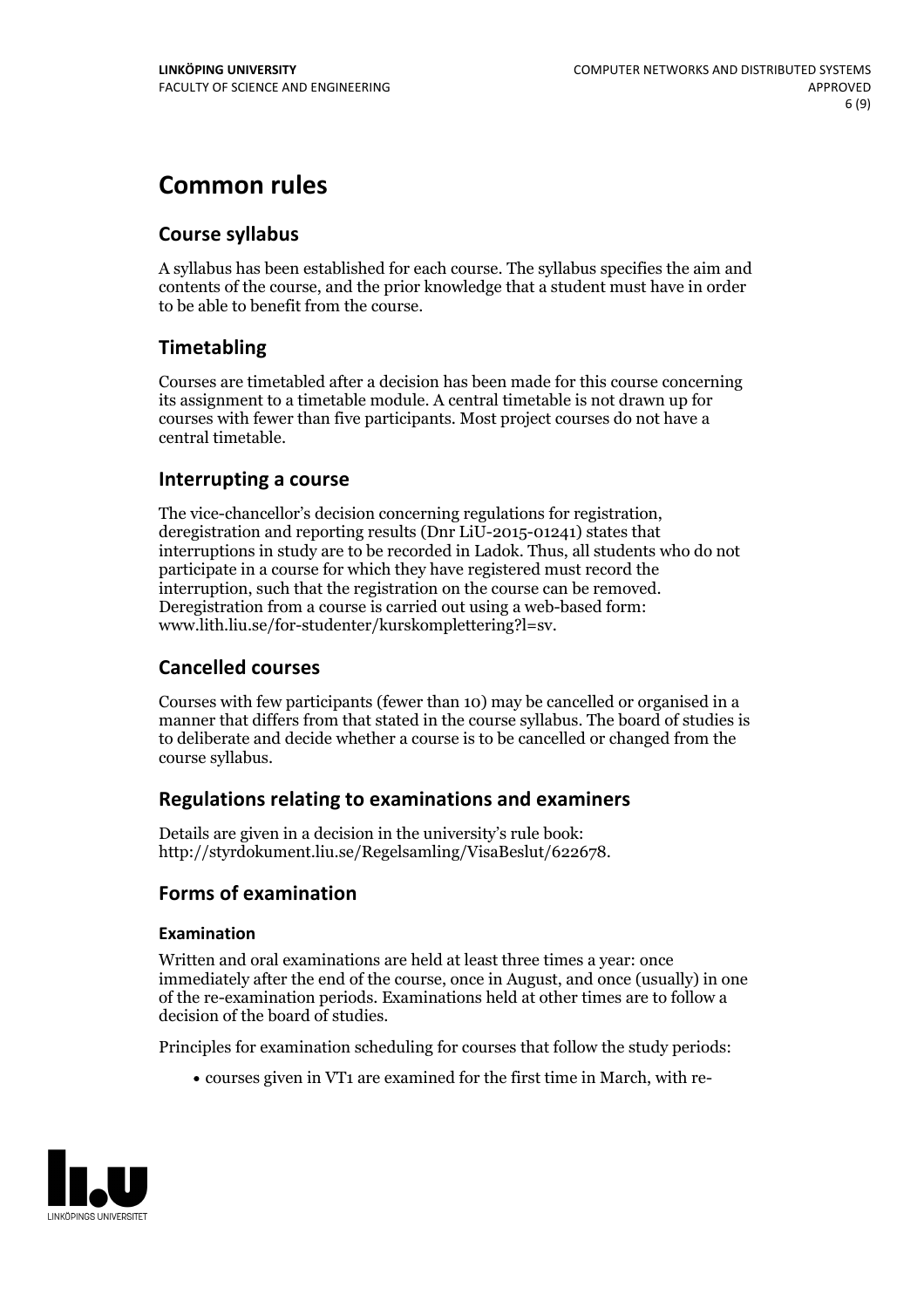# Common rules

## Course syllabus

A syllabus has been established for each course. The syllabus specifies the aim and contents of the course, and the prior knowledge that a student must have in order to be able to benefit from the course.

## Timetabling

Courses are timetabled after a decision has been made for this course concerning its assignment to a timetable module. A central timetable is not drawn up for courses with fewer than five participants. Most project courses do not have a central timetable.

## Interrupting a course

The vice-chancellor's decision concerning regulations for registration, deregistration and reporting results (Dnr LiU-2015-01241) states that interruptions in study are to be recorded in Ladok. Thus, all students who do not participate in a course for which they have registered must record the interruption, such that the registration on the course can be removed. Deregistration from a course is carried out using a web-based form: www.lith.liu.se/for-studenter/kurskomplettering?l=sv.

## Cancelled courses

Courses with few participants (fewer than 10) may be cancelled or organised in a manner that differs from that stated in the course syllabus. The board of studies is to deliberate and decide whether a course is to be cancelled or changed from the course syllabus.

## Regulations relating to examinations and examiners

Details are given in a decision in the university's rule book: http://styrdokument.liu.se/Regelsamling/VisaBeslut/622678.

## Forms of examination

### Examination

Written and oral examinations are held at least three times a year: once immediately after the end of the course, once in August, and once (usually) in one of the re-examination periods. Examinations held at other times are to follow a decision of the board of studies.

Principles for examination scheduling for courses that follow the study periods:

- courses given in VT1 are examined for the first time in March, with re-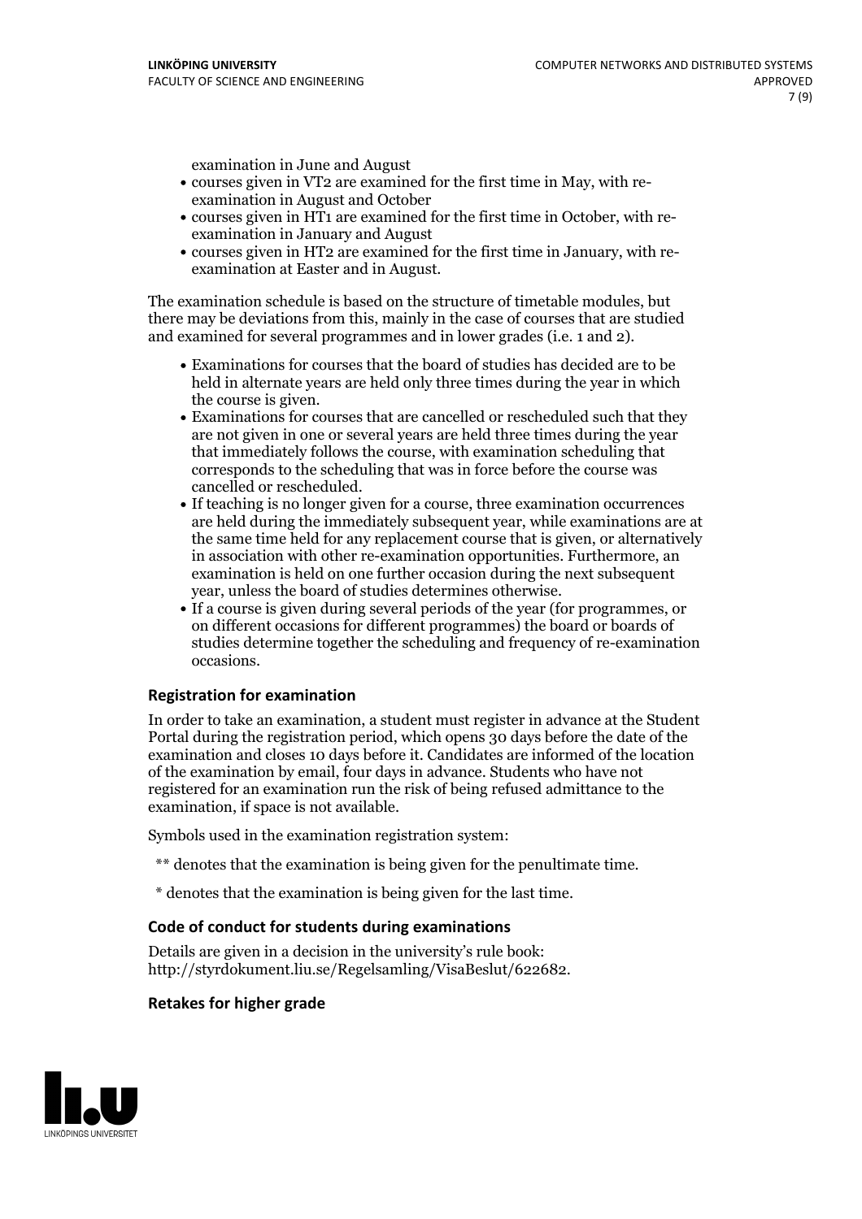examination in June and August

- courses given in VT2 are examined for the first time in May, with re-examination in August and October
- courses given in HT1 are examined for the first time in October, with re-examination in January and August
- courses given in HT2 are examined for the first time in January, with re-examination at Easter and in August.

The examination schedule is based on the structure of timetable modules, but there may be deviations from this, mainly in the case of courses that are studied and examined for several programmes and in lower grades (i.e. 1 and 2).

- Examinations for courses that the board of studies has decided are to be held in alternate years are held only three times during the year in which the course is given.
- Examinations for courses that are cancelled or rescheduled such that they are not given in one or several years are held three times during the year that immediately follows the course, with examination scheduling that corresponds to the scheduling that was in force before the course was cancelled or rescheduled.
- If teaching is no longer given for a course, three examination occurrences are held during the immediately subsequent year, while examinations are at the same time held for any replacement course that is given, or alternatively in association with other re-examination opportunities. Furthermore, an examination is held on one further occasion during the next subsequent year, unless the board of studies determines otherwise.
- If a course is given during several periods of the year (for programmes, or on different occasions for different programmes) the board or boards of studies determine together the scheduling and frequency of re-examination occasions.

### Registration for examination

In order to take an examination, a student must register in advance at the Student Portal during the registration period, which opens 30 days before the date of the examination and closes 10 days before it. Candidates are informed of the location of the examination by email, four days in advance. Students who have not registered for an examination run the risk of being refused admittance to the examination, if space is not available.

Symbols used in the examination registration system:

** denotes that the examination is being given for the penultimate time.

* denotes that the examination is being given for the last time.

### Code of conduct for students during examinations

Details are given in a decision in the university's rule book: http://styrdokument.liu.se/Regelsamling/VisaBeslut/622682.

### Retakes for higher grade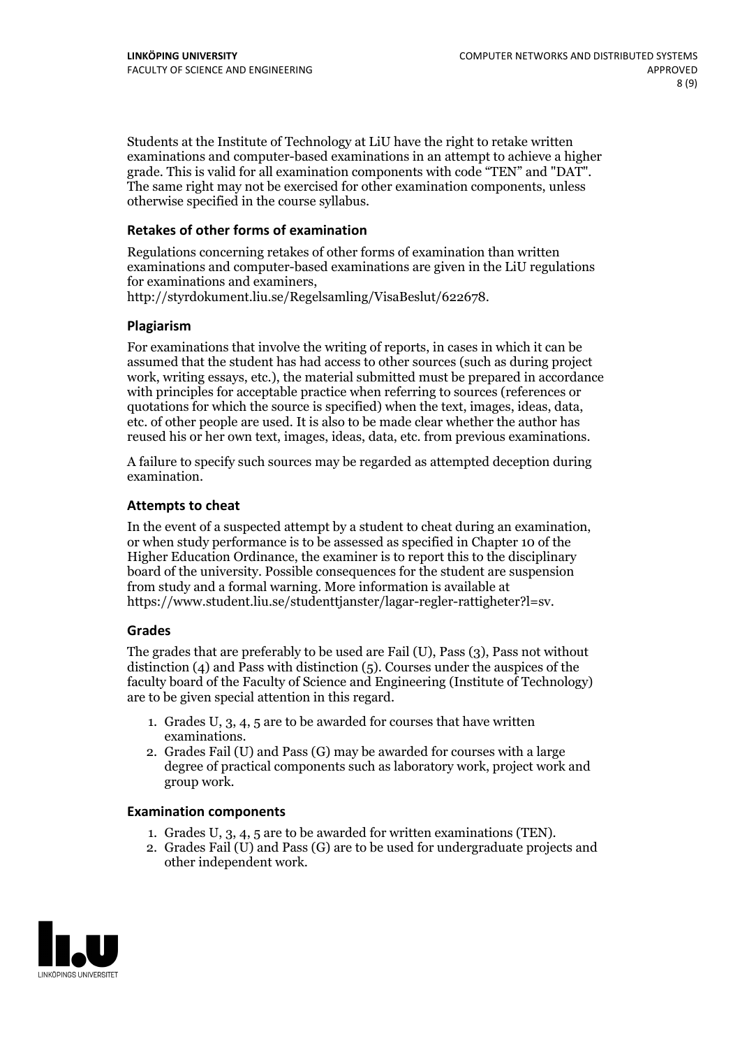Students at the Institute of Technology at LiU have the right to retake written examinations and computer-based examinations in an attempt to achieve a higher grade. This is valid for all examination components with code "TEN" and "DAT". The same right may not be exercised for other examination components, unless otherwise specified in the course syllabus.

### Retakes of other forms of examination

Regulations concerning retakes of other forms of examination than written examinations and computer-based examinations are given in the LiU regulations for examinations and examiners, http://styrdokument.liu.se/Regelsamling/VisaBeslut/622678.

### Plagiarism

For examinations that involve the writing of reports, in cases in which it can be assumed that the student has had access to other sources (such as during project work, writing essays, etc.), the material submitted must be prepared in accordance with principles for acceptable practice when referring to sources (references or quotations for which the source is specified) when the text, images, ideas, data, etc. of other people are used. It is also to be made clear whether the author has reused his or her own text, images, ideas, data, etc. from previous examinations.

A failure to specify such sources may be regarded as attempted deception during examination.

### Attempts to cheat

In the event of a suspected attempt by a student to cheat during an examination, or when study performance is to be assessed as specified in Chapter 10 of the Higher Education Ordinance, the examiner is to report this to the disciplinary board of the university. Possible consequences for the student are suspension from study and a formal warning. More information is available at https://www.student.liu.se/studenttjanster/lagar-regler-rattigheter?l=sv.

### Grades

The grades that are preferably to be used are Fail (U), Pass (3), Pass not without distinction (4) and Pass with distinction (5). Courses under the auspices of the faculty board of the Faculty of Science and Engineering (Institute of Technology) are to be given special attention in this regard.

1. Grades U, 3, 4, 5 are to be awarded for courses that have written examinations.
2. Grades Fail (U) and Pass (G) may be awarded for courses with a large degree of practical components such as laboratory work, project work and group work.

### Examination components

1. Grades U, 3, 4, 5 are to be awarded for written examinations (TEN).
2. Grades Fail (U) and Pass (G) are to be used for undergraduate projects and other independent work.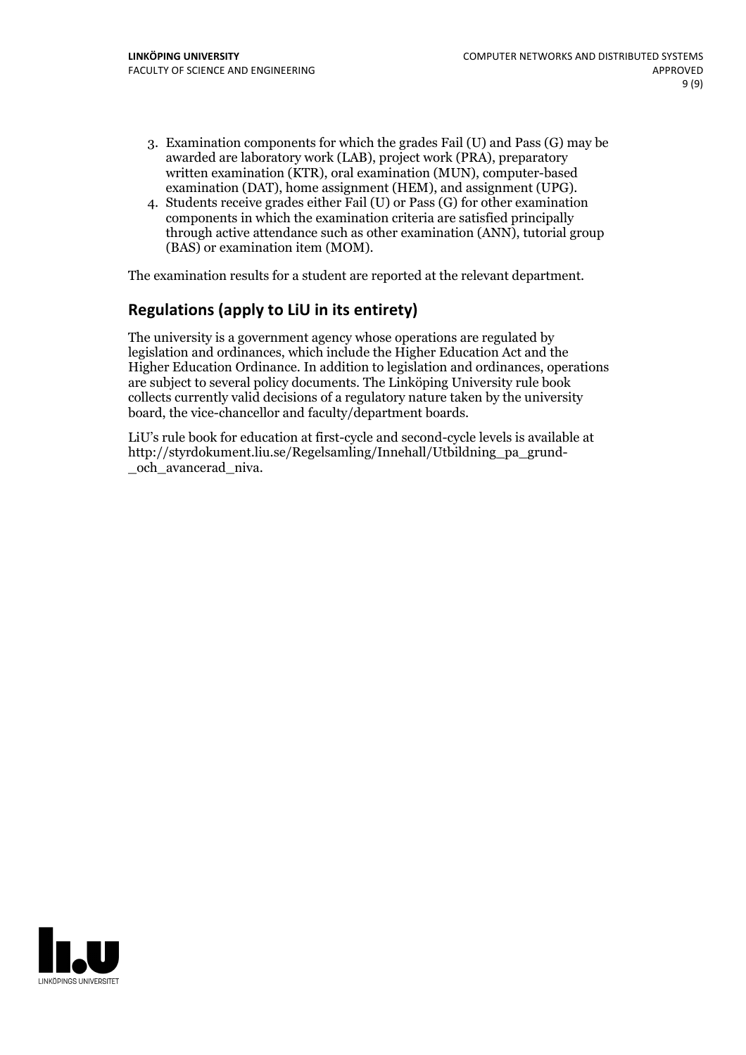3. Examination components for which the grades Fail (U) and Pass (G) may be awarded are laboratory work (LAB), project work (PRA), preparatory written examination (KTR), oral examination (MUN), computer-based examination (DAT), home assignment (HEM), and assignment (UPG).
4. Students receive grades either Fail (U) or Pass (G) for other examination components in which the examination criteria are satisfied principally through active attendance such as other examination (ANN), tutorial group (BAS) or examination item (MOM).

The examination results for a student are reported at the relevant department.

## Regulations (apply to LiU in its entirety)

The university is a government agency whose operations are regulated by legislation and ordinances, which include the Higher Education Act and the Higher Education Ordinance. In addition to legislation and ordinances, operations are subject to several policy documents. The Linköping University rule book collects currently valid decisions of a regulatory nature taken by the university board, the vice-chancellor and faculty/department boards.

LiU's rule book for education at first-cycle and second-cycle levels is available at http://styrdokument.liu.se/Regelsamling/Innehall/Utbildning_pa_grund-_och_avancerad_niva.